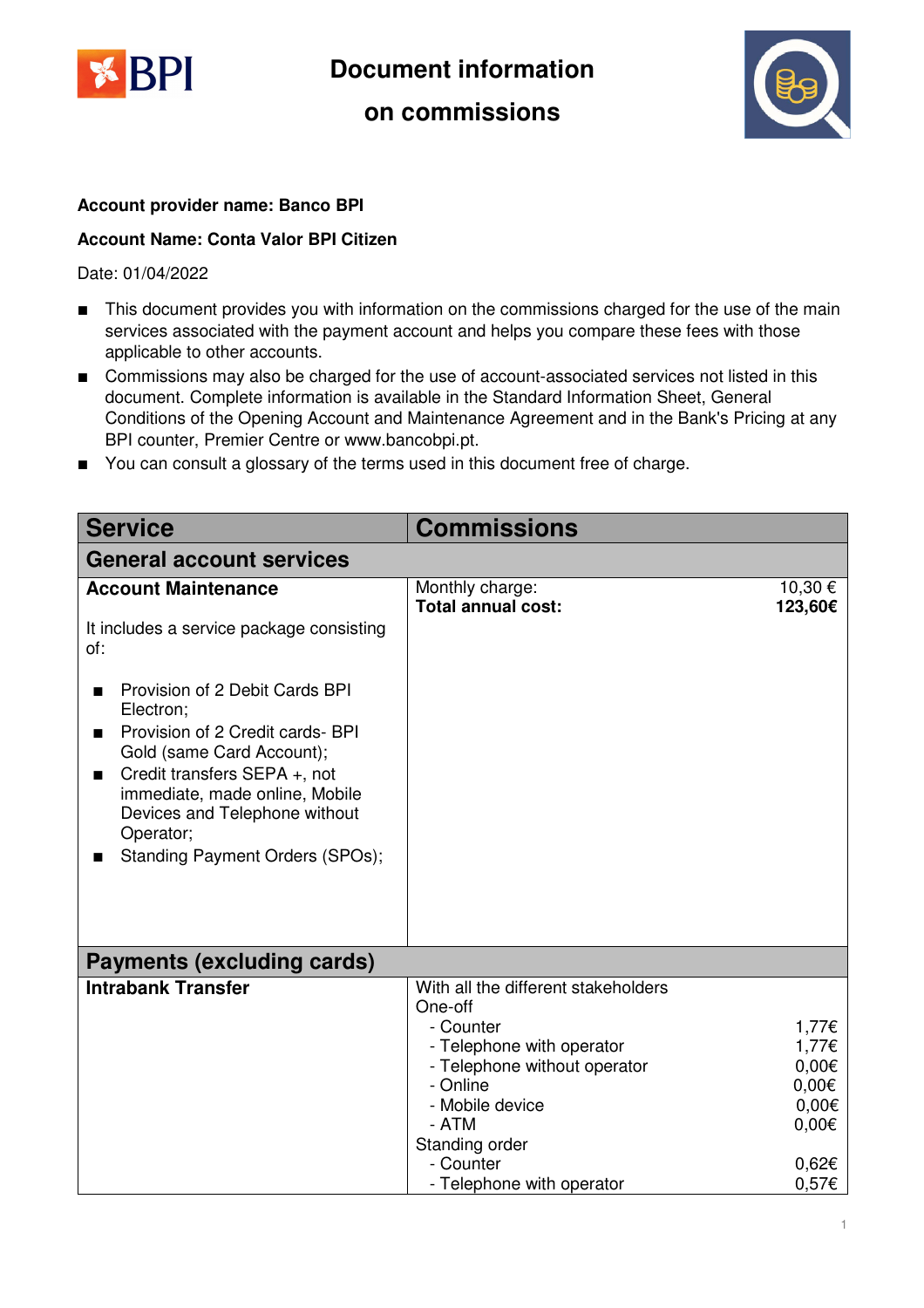# Document information on commissions

**Account provider name: Banco BPI**

**Account Name: Conta Valor BPI Citizen**

Date: 01/04/2022

- This document provides you with information on the commissions charged for the use of the main services associated with the payment account and helps you compare these fees with those applicable to other accounts.
- Commissions may also be charged for the use of account-associated services not listed in this document. Complete information is available in the Standard Information Sheet, General Conditions of the Opening Account and Maintenance Agreement and in the Bank's Pricing at any BPI counter, Premier Centre or www.bancobpi.pt.
- You can consult a glossary of the terms used in this document free of charge.

| Service | Commissions | |
|---|---|---|
| **General account services** | | |
| **Account Maintenance**<br><br>It includes a service package consisting of:<br><br>■ Provision of 2 Debit Cards BPI Electron;<br>■ Provision of 2 Credit cards- BPI Gold (same Card Account);<br>■ Credit transfers SEPA +, not immediate, made online, Mobile Devices and Telephone without Operator;<br>■ Standing Payment Orders (SPOs); | Monthly charge:<br>**Total annual cost:** | 10,30 €<br>**123,60€** |
| **Payments (excluding cards)** | | |
| **Intrabank Transfer** | With all the different stakeholders | |
| | One-off | |
| | - Counter | 1,77€ |
| | - Telephone with operator | 1,77€ |
| | - Telephone without operator | 0,00€ |
| | - Online | 0,00€ |
| | - Mobile device | 0,00€ |
| | - ATM | 0,00€ |
| | Standing order | |
| | - Counter | 0,62€ |
| | - Telephone with operator | 0,57€ |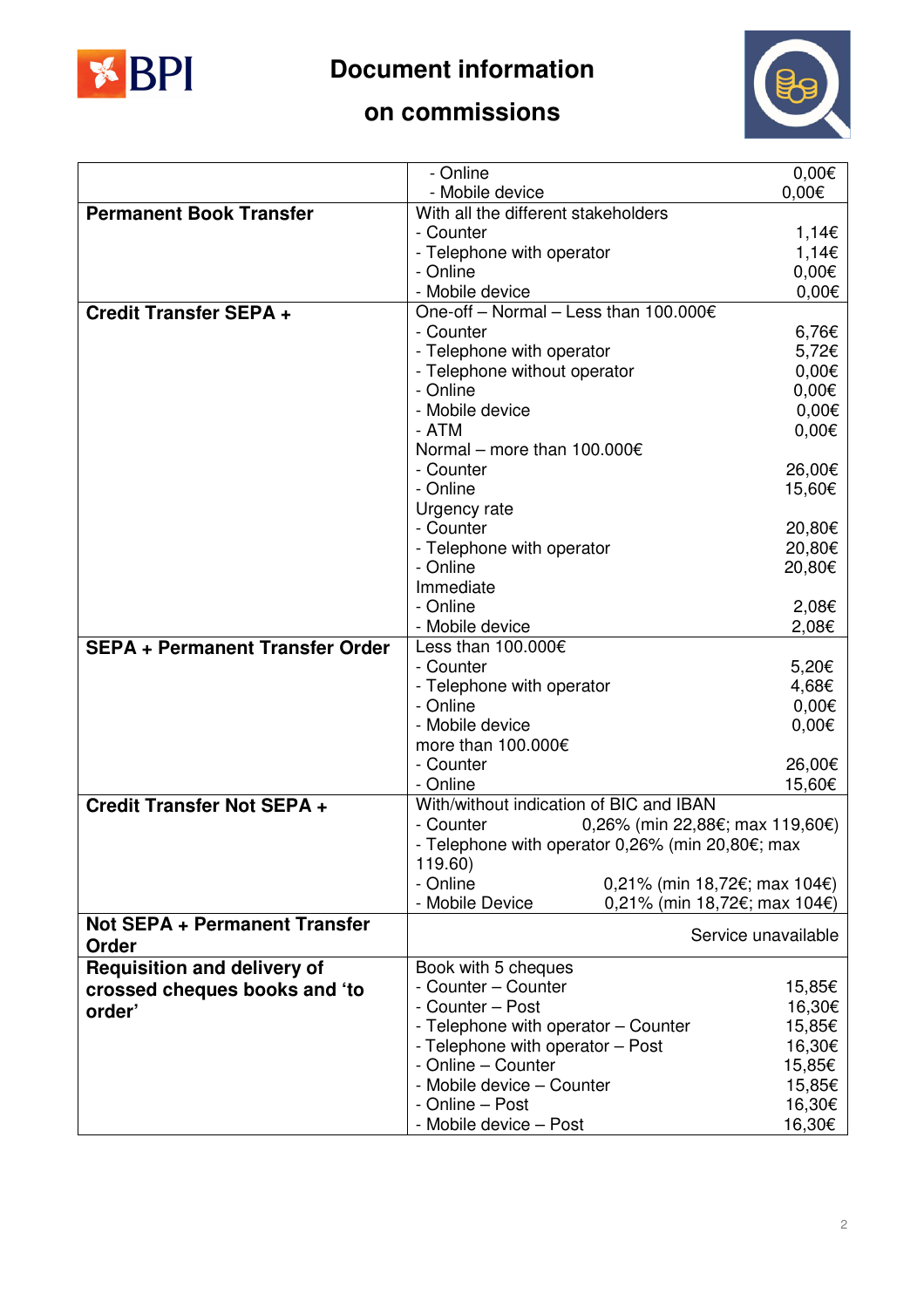# Document information on commissions

| | | |
|---|---|---|
| | - Online | 0,00€ |
| | - Mobile device | 0,00€ |
| **Permanent Book Transfer** | With all the different stakeholders | |
| | - Counter | 1,14€ |
| | - Telephone with operator | 1,14€ |
| | - Online | 0,00€ |
| | - Mobile device | 0,00€ |
| **Credit Transfer SEPA +** | One-off – Normal – Less than 100.000€ | |
| | - Counter | 6,76€ |
| | - Telephone with operator | 5,72€ |
| | - Telephone without operator | 0,00€ |
| | - Online | 0,00€ |
| | - Mobile device | 0,00€ |
| | - ATM | 0,00€ |
| | Normal – more than 100.000€ | |
| | - Counter | 26,00€ |
| | - Online | 15,60€ |
| | Urgency rate | |
| | - Counter | 20,80€ |
| | - Telephone with operator | 20,80€ |
| | - Online | 20,80€ |
| | Immediate | |
| | - Online | 2,08€ |
| | - Mobile device | 2,08€ |
| **SEPA + Permanent Transfer Order** | Less than 100.000€ | |
| | - Counter | 5,20€ |
| | - Telephone with operator | 4,68€ |
| | - Online | 0,00€ |
| | - Mobile device | 0,00€ |
| | more than 100.000€ | |
| | - Counter | 26,00€ |
| | - Online | 15,60€ |
| **Credit Transfer Not SEPA +** | With/without indication of BIC and IBAN | |
| | - Counter | 0,26% (min 22,88€; max 119,60€) |
| | - Telephone with operator | 0,26% (min 20,80€; max 119.60) |
| | - Online | 0,21% (min 18,72€; max 104€) |
| | - Mobile Device | 0,21% (min 18,72€; max 104€) |
| **Not SEPA + Permanent Transfer Order** | | Service unavailable |
| **Requisition and delivery of crossed cheques books and 'to order'** | Book with 5 cheques | |
| | - Counter – Counter | 15,85€ |
| | - Counter – Post | 16,30€ |
| | - Telephone with operator – Counter | 15,85€ |
| | - Telephone with operator – Post | 16,30€ |
| | - Online – Counter | 15,85€ |
| | - Mobile device – Counter | 15,85€ |
| | - Online – Post | 16,30€ |
| | - Mobile device – Post | 16,30€ |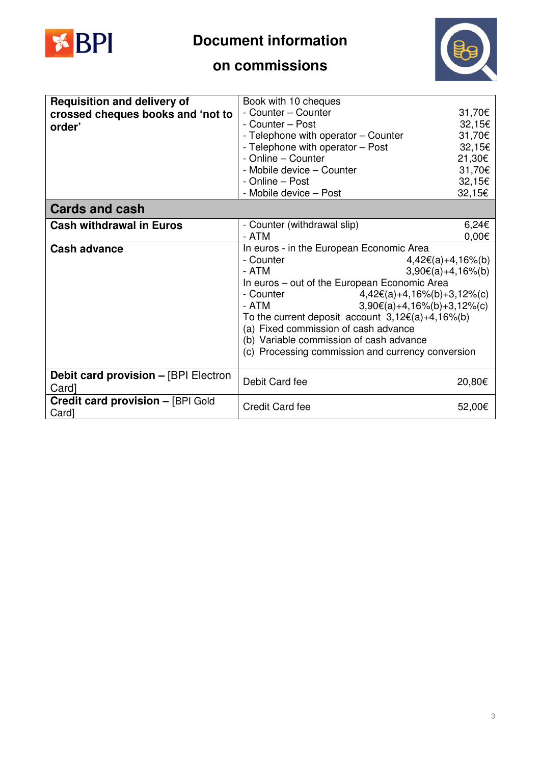# Document information on commissions

| | | |
|---|---|---|
| **Requisition and delivery of crossed cheques books and 'not to order'** | Book with 10 cheques<br>- Counter – Counter<br>- Counter – Post<br>- Telephone with operator – Counter<br>- Telephone with operator – Post<br>- Online – Counter<br>- Mobile device – Counter<br>- Online – Post<br>- Mobile device – Post | <br>31,70€<br>32,15€<br>31,70€<br>32,15€<br>21,30€<br>31,70€<br>32,15€<br>32,15€ |
| **Cards and cash** | | |
| **Cash withdrawal in Euros** | - Counter (withdrawal slip)<br>- ATM | 6,24€<br>0,00€ |
| **Cash advance** | In euros - in the European Economic Area<br>- Counter<br>- ATM<br>In euros – out of the European Economic Area<br>- Counter<br>- ATM<br>To the current deposit account<br>(a) Fixed commission of cash advance<br>(b) Variable commission of cash advance<br>(c) Processing commission and currency conversion | <br>4,42€(a)+4,16%(b)<br>3,90€(a)+4,16%(b)<br><br>4,42€(a)+4,16%(b)+3,12%(c)<br>3,90€(a)+4,16%(b)+3,12%(c)<br>3,12€(a)+4,16%(b) |
| **Debit card provision –** [BPI Electron Card] | Debit Card fee | 20,80€ |
| **Credit card provision –** [BPI Gold Card] | Credit Card fee | 52,00€ |